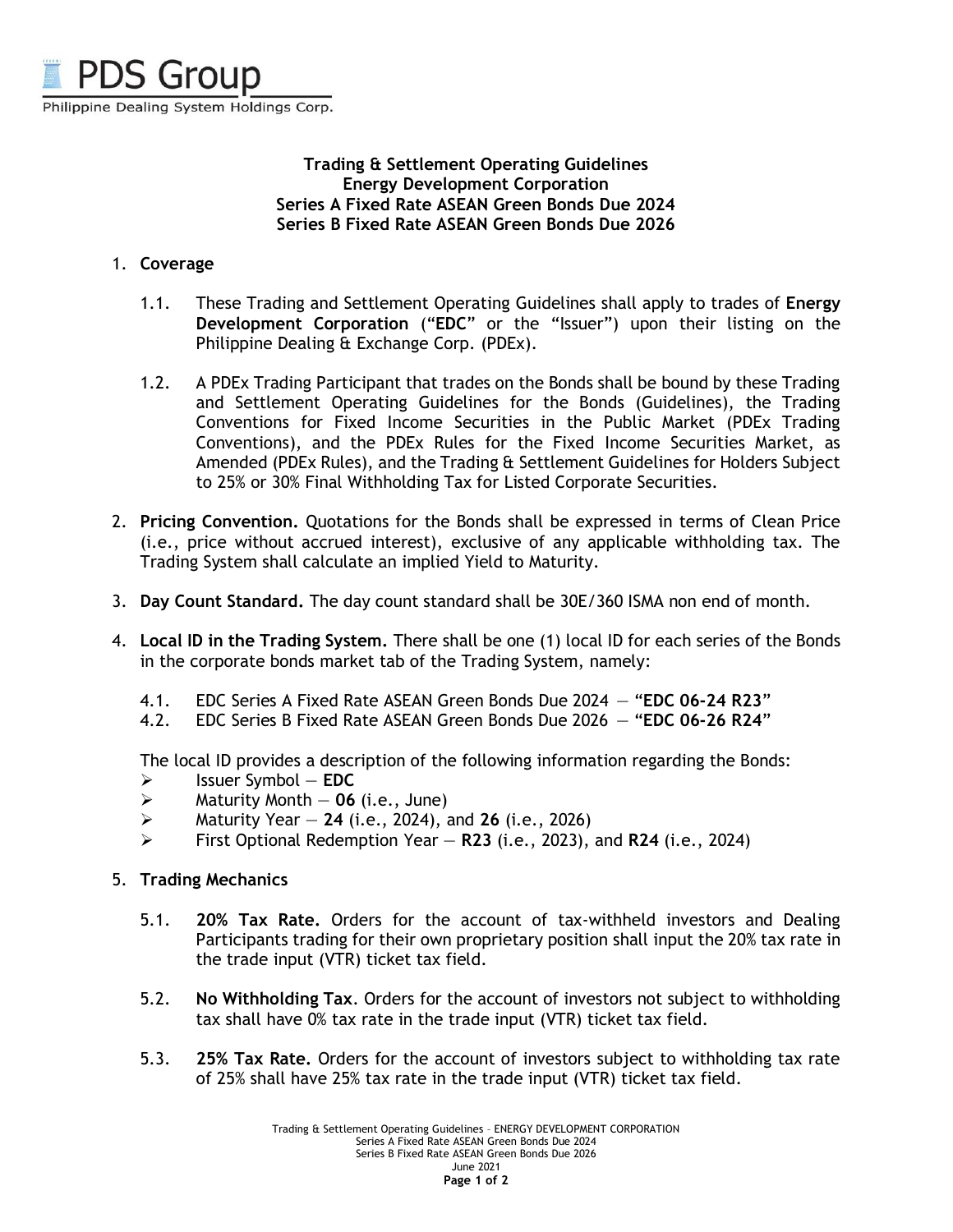PDS Group

Philippine Dealing System Holdings Corp.

**Trading & Settlement Operating Guidelines**
**Energy Development Corporation**
**Series A Fixed Rate ASEAN Green Bonds Due 2024**
**Series B Fixed Rate ASEAN Green Bonds Due 2026**

1. **Coverage**

   1.1. These Trading and Settlement Operating Guidelines shall apply to trades of **Energy Development Corporation** ("**EDC**" or the "Issuer") upon their listing on the Philippine Dealing & Exchange Corp. (PDEx).

   1.2. A PDEx Trading Participant that trades on the Bonds shall be bound by these Trading and Settlement Operating Guidelines for the Bonds (Guidelines), the Trading Conventions for Fixed Income Securities in the Public Market (PDEx Trading Conventions), and the PDEx Rules for the Fixed Income Securities Market, as Amended (PDEx Rules), and the Trading & Settlement Guidelines for Holders Subject to 25% or 30% Final Withholding Tax for Listed Corporate Securities.

2. **Pricing Convention.** Quotations for the Bonds shall be expressed in terms of Clean Price (i.e., price without accrued interest), exclusive of any applicable withholding tax. The Trading System shall calculate an implied Yield to Maturity.

3. **Day Count Standard.** The day count standard shall be 30E/360 ISMA non end of month.

4. **Local ID in the Trading System.** There shall be one (1) local ID for each series of the Bonds in the corporate bonds market tab of the Trading System, namely:

   4.1. EDC Series A Fixed Rate ASEAN Green Bonds Due 2024 — "**EDC 06-24 R23**"
   4.2. EDC Series B Fixed Rate ASEAN Green Bonds Due 2026 — "**EDC 06-26 R24**"

   The local ID provides a description of the following information regarding the Bonds:

   - Issuer Symbol — **EDC**
   - Maturity Month — **06** (i.e., June)
   - Maturity Year — **24** (i.e., 2024), and **26** (i.e., 2026)
   - First Optional Redemption Year — **R23** (i.e., 2023), and **R24** (i.e., 2024)

5. **Trading Mechanics**

   5.1. **20% Tax Rate.** Orders for the account of tax-withheld investors and Dealing Participants trading for their own proprietary position shall input the 20% tax rate in the trade input (VTR) ticket tax field.

   5.2. **No Withholding Tax**. Orders for the account of investors not subject to withholding tax shall have 0% tax rate in the trade input (VTR) ticket tax field.

   5.3. **25% Tax Rate.** Orders for the account of investors subject to withholding tax rate of 25% shall have 25% tax rate in the trade input (VTR) ticket tax field.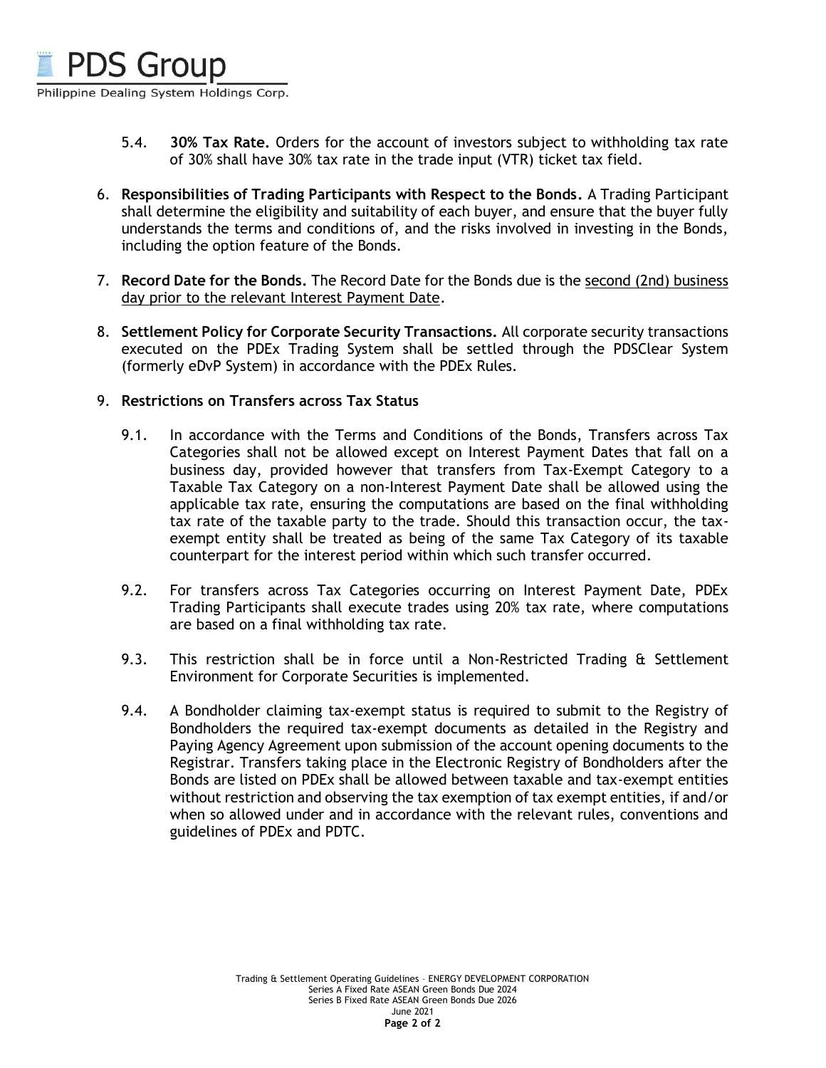5.4. **30% Tax Rate.** Orders for the account of investors subject to withholding tax rate of 30% shall have 30% tax rate in the trade input (VTR) ticket tax field.

6. **Responsibilities of Trading Participants with Respect to the Bonds.** A Trading Participant shall determine the eligibility and suitability of each buyer, and ensure that the buyer fully understands the terms and conditions of, and the risks involved in investing in the Bonds, including the option feature of the Bonds.

7. **Record Date for the Bonds.** The Record Date for the Bonds due is the second (2nd) business day prior to the relevant Interest Payment Date.

8. **Settlement Policy for Corporate Security Transactions.** All corporate security transactions executed on the PDEx Trading System shall be settled through the PDSClear System (formerly eDvP System) in accordance with the PDEx Rules.

9. **Restrictions on Transfers across Tax Status**

   9.1. In accordance with the Terms and Conditions of the Bonds, Transfers across Tax Categories shall not be allowed except on Interest Payment Dates that fall on a business day, provided however that transfers from Tax-Exempt Category to a Taxable Tax Category on a non-Interest Payment Date shall be allowed using the applicable tax rate, ensuring the computations are based on the final withholding tax rate of the taxable party to the trade. Should this transaction occur, the tax-exempt entity shall be treated as being of the same Tax Category of its taxable counterpart for the interest period within which such transfer occurred.

   9.2. For transfers across Tax Categories occurring on Interest Payment Date, PDEx Trading Participants shall execute trades using 20% tax rate, where computations are based on a final withholding tax rate.

   9.3. This restriction shall be in force until a Non-Restricted Trading & Settlement Environment for Corporate Securities is implemented.

   9.4. A Bondholder claiming tax-exempt status is required to submit to the Registry of Bondholders the required tax-exempt documents as detailed in the Registry and Paying Agency Agreement upon submission of the account opening documents to the Registrar. Transfers taking place in the Electronic Registry of Bondholders after the Bonds are listed on PDEx shall be allowed between taxable and tax-exempt entities without restriction and observing the tax exemption of tax exempt entities, if and/or when so allowed under and in accordance with the relevant rules, conventions and guidelines of PDEx and PDTC.